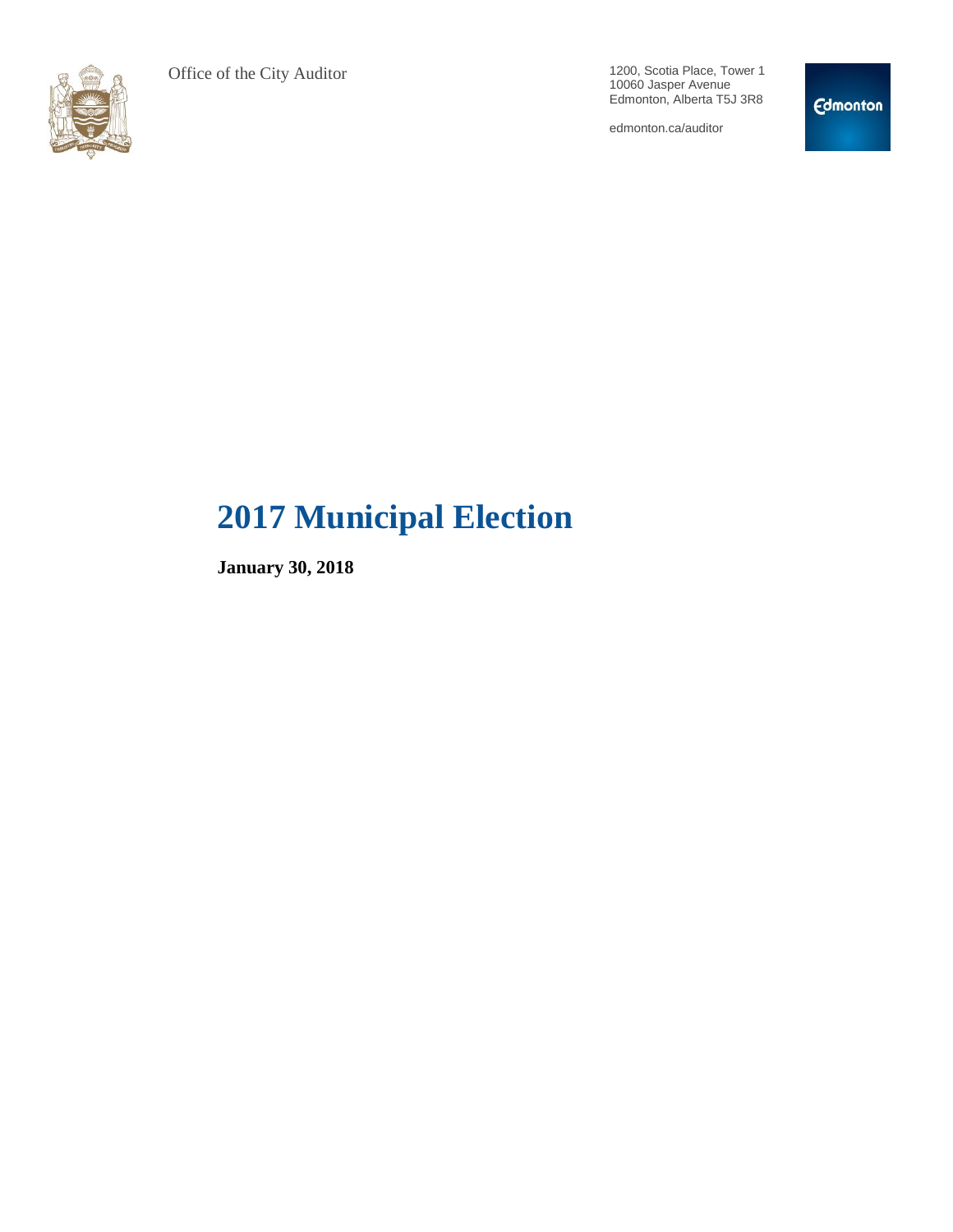Office of the City Auditor

1200, Scotia Place, Tower 1
10060 Jasper Avenue
Edmonton, Alberta T5J 3R8

edmonton.ca/auditor

# 2017 Municipal Election

**January 30, 2018**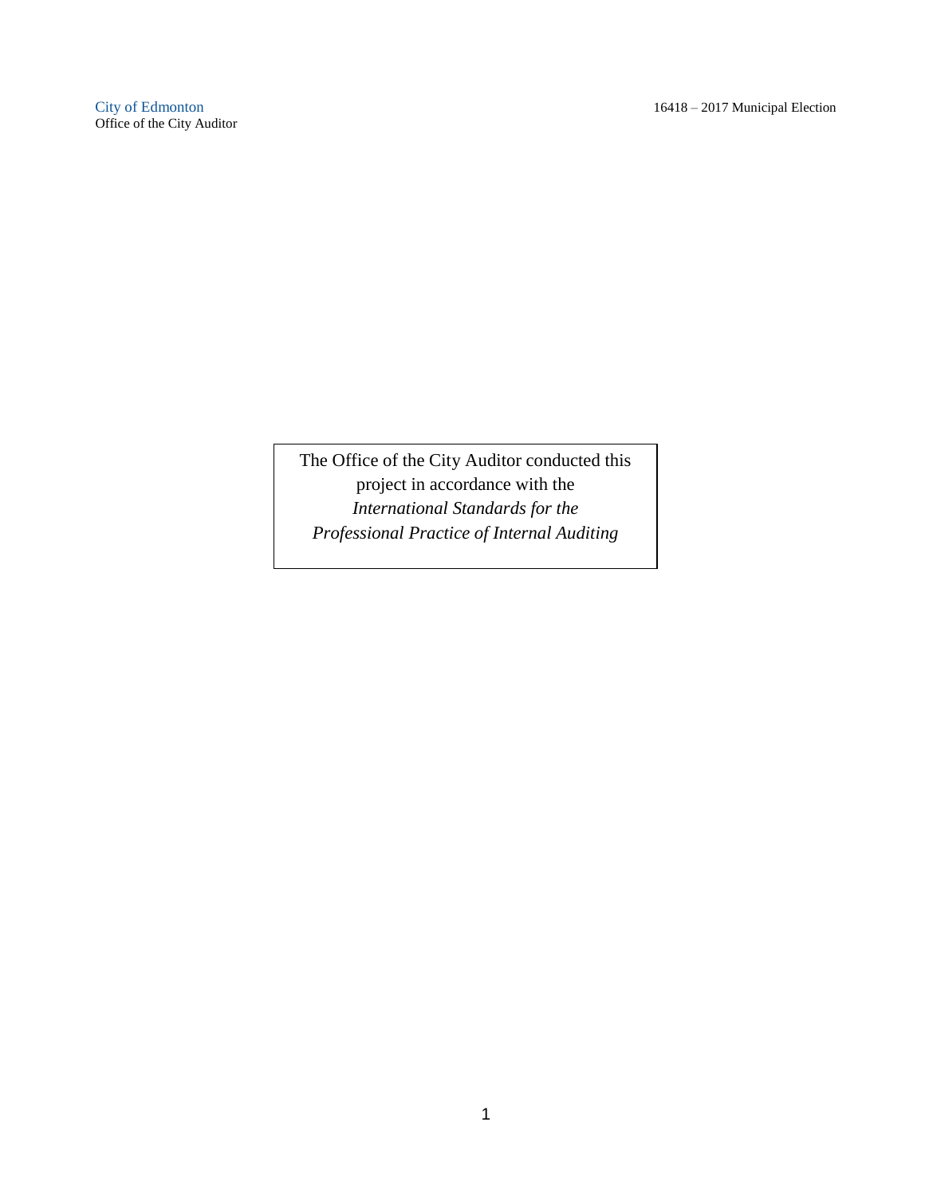The Office of the City Auditor conducted this project in accordance with the *International Standards for the Professional Practice of Internal Auditing*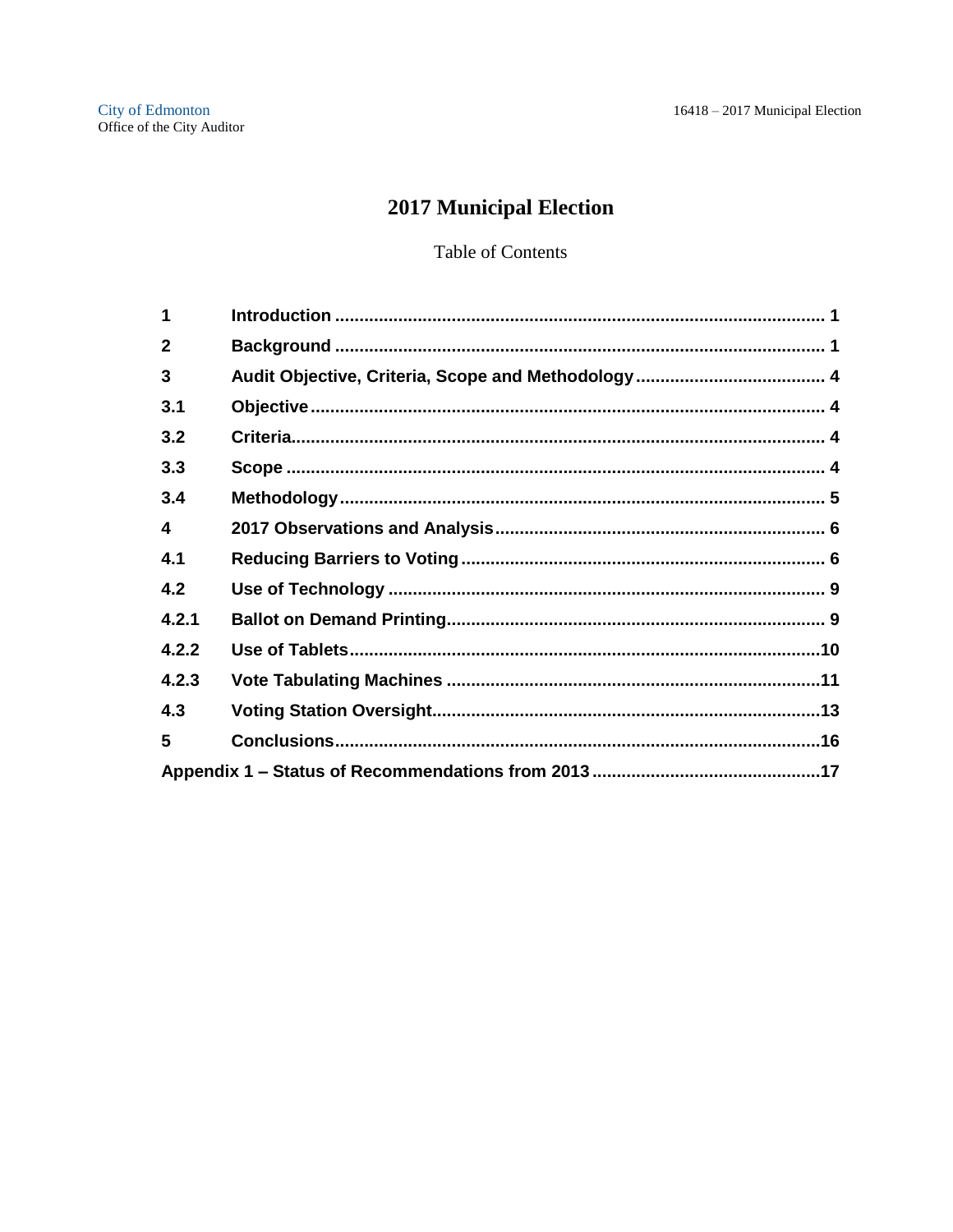# 2017 Municipal Election

Table of Contents

| | | |
|---|---|---|
| **1** | **Introduction** | **1** |
| **2** | **Background** | **1** |
| **3** | **Audit Objective, Criteria, Scope and Methodology** | **4** |
| **3.1** | **Objective** | **4** |
| **3.2** | **Criteria** | **4** |
| **3.3** | **Scope** | **4** |
| **3.4** | **Methodology** | **5** |
| **4** | **2017 Observations and Analysis** | **6** |
| **4.1** | **Reducing Barriers to Voting** | **6** |
| **4.2** | **Use of Technology** | **9** |
| **4.2.1** | **Ballot on Demand Printing** | **9** |
| **4.2.2** | **Use of Tablets** | **10** |
| **4.2.3** | **Vote Tabulating Machines** | **11** |
| **4.3** | **Voting Station Oversight** | **13** |
| **5** | **Conclusions** | **16** |
| **Appendix 1 – Status of Recommendations from 2013** | | **17** |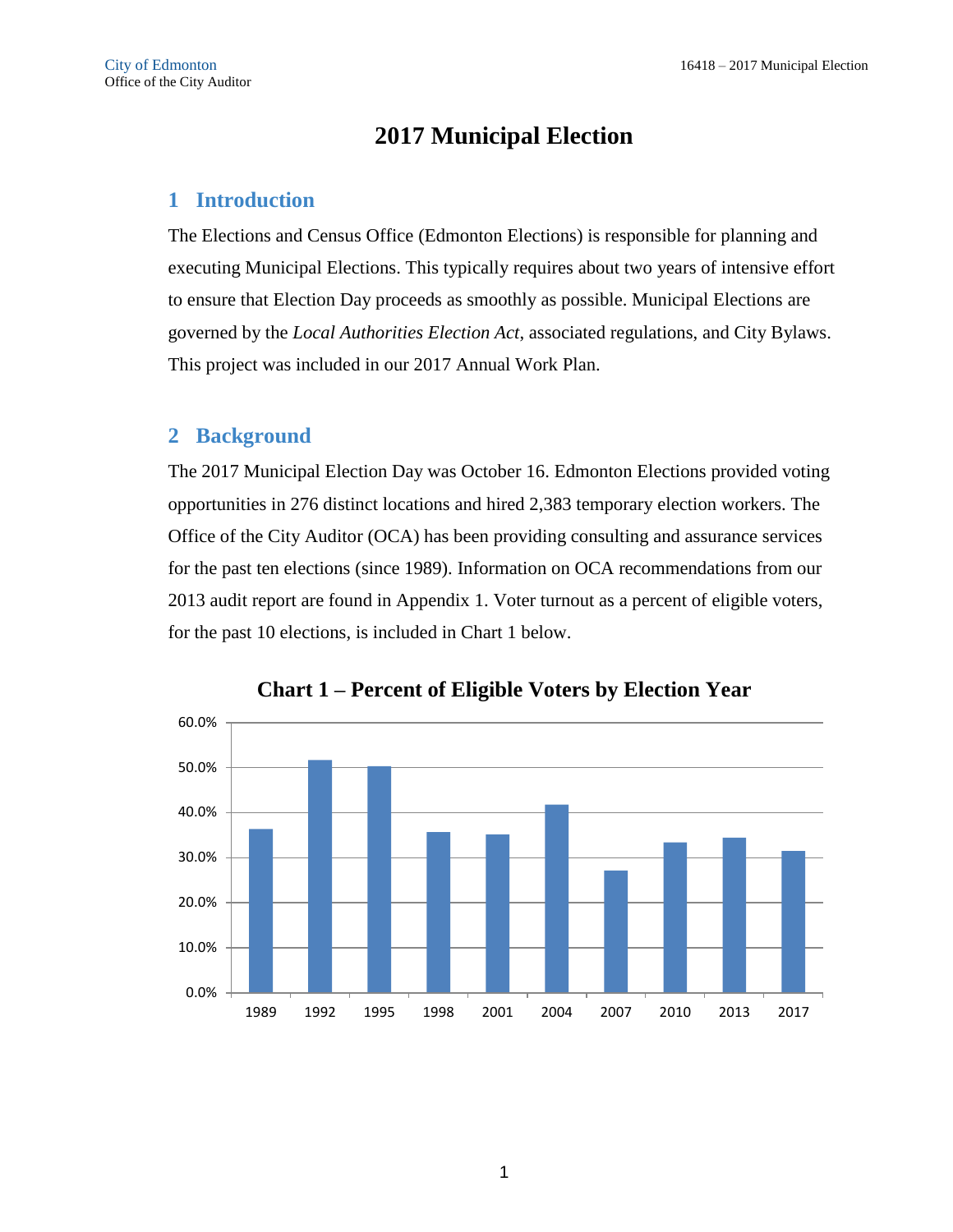# 2017 Municipal Election

## 1 Introduction

The Elections and Census Office (Edmonton Elections) is responsible for planning and executing Municipal Elections. This typically requires about two years of intensive effort to ensure that Election Day proceeds as smoothly as possible. Municipal Elections are governed by the *Local Authorities Election Act*, associated regulations, and City Bylaws. This project was included in our 2017 Annual Work Plan.

## 2 Background

The 2017 Municipal Election Day was October 16. Edmonton Elections provided voting opportunities in 276 distinct locations and hired 2,383 temporary election workers. The Office of the City Auditor (OCA) has been providing consulting and assurance services for the past ten elections (since 1989). Information on OCA recommendations from our 2013 audit report are found in Appendix 1. Voter turnout as a percent of eligible voters, for the past 10 elections, is included in Chart 1 below.

**Chart 1 – Percent of Eligible Voters by Election Year**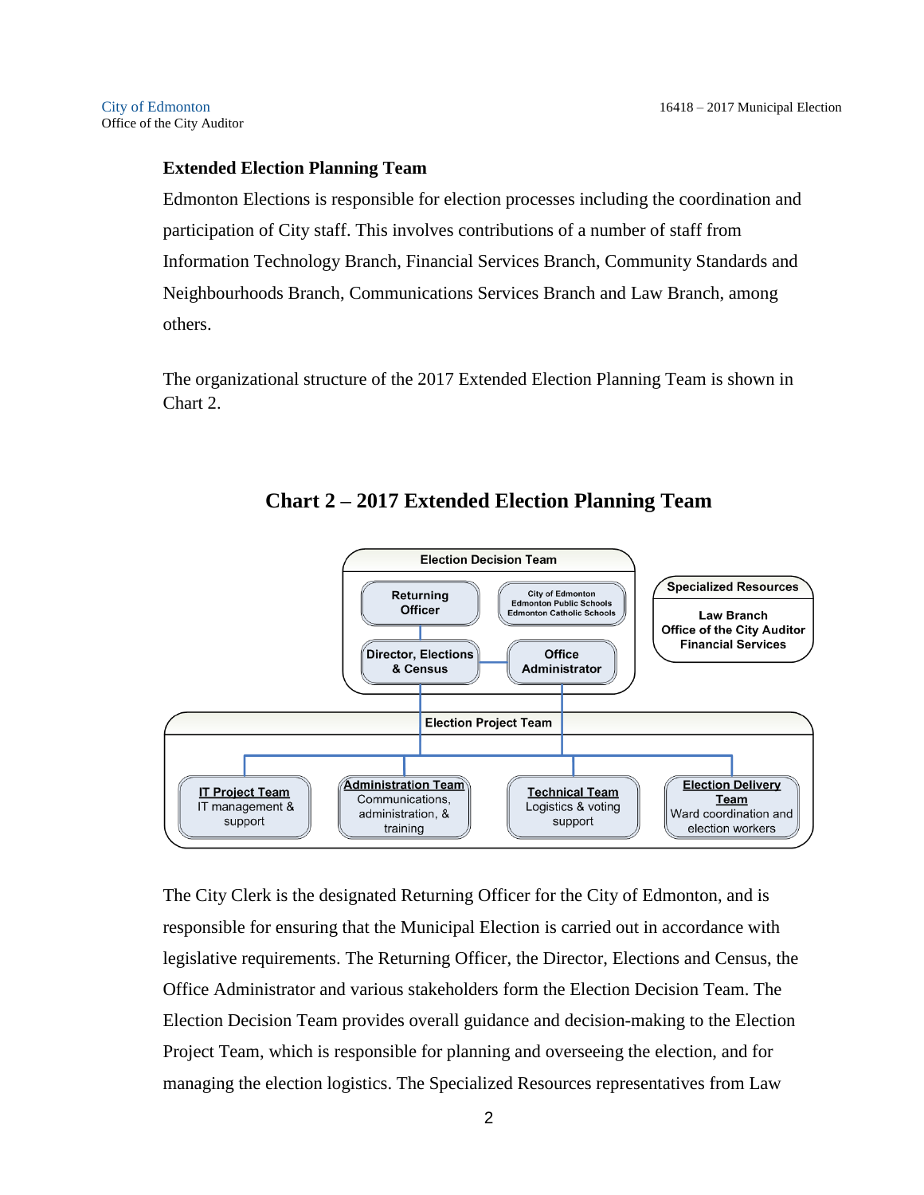**Extended Election Planning Team**

Edmonton Elections is responsible for election processes including the coordination and participation of City staff. This involves contributions of a number of staff from Information Technology Branch, Financial Services Branch, Community Standards and Neighbourhoods Branch, Communications Services Branch and Law Branch, among others.

The organizational structure of the 2017 Extended Election Planning Team is shown in Chart 2.

## Chart 2 – 2017 Extended Election Planning Team

**Election Decision Team**
- Returning Officer
- City of Edmonton, Edmonton Public Schools, Edmonton Catholic Schools
- Director, Elections & Census
- Office Administrator

**Specialized Resources**
- Law Branch
- Office of the City Auditor
- Financial Services

**Election Project Team**
- **IT Project Team** – IT management & support
- **Administration Team** – Communications, administration, & training
- **Technical Team** – Logistics & voting support
- **Election Delivery Team** – Ward coordination and election workers

The City Clerk is the designated Returning Officer for the City of Edmonton, and is responsible for ensuring that the Municipal Election is carried out in accordance with legislative requirements. The Returning Officer, the Director, Elections and Census, the Office Administrator and various stakeholders form the Election Decision Team. The Election Decision Team provides overall guidance and decision-making to the Election Project Team, which is responsible for planning and overseeing the election, and for managing the election logistics. The Specialized Resources representatives from Law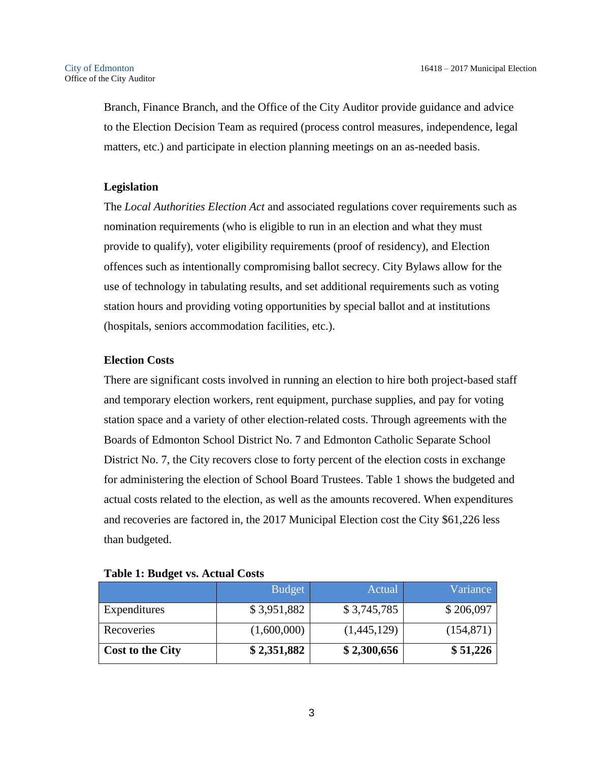Branch, Finance Branch, and the Office of the City Auditor provide guidance and advice to the Election Decision Team as required (process control measures, independence, legal matters, etc.) and participate in election planning meetings on an as-needed basis.

### Legislation

The *Local Authorities Election Act* and associated regulations cover requirements such as nomination requirements (who is eligible to run in an election and what they must provide to qualify), voter eligibility requirements (proof of residency), and Election offences such as intentionally compromising ballot secrecy. City Bylaws allow for the use of technology in tabulating results, and set additional requirements such as voting station hours and providing voting opportunities by special ballot and at institutions (hospitals, seniors accommodation facilities, etc.).

### Election Costs

There are significant costs involved in running an election to hire both project-based staff and temporary election workers, rent equipment, purchase supplies, and pay for voting station space and a variety of other election-related costs. Through agreements with the Boards of Edmonton School District No. 7 and Edmonton Catholic Separate School District No. 7, the City recovers close to forty percent of the election costs in exchange for administering the election of School Board Trustees. Table 1 shows the budgeted and actual costs related to the election, as well as the amounts recovered. When expenditures and recoveries are factored in, the 2017 Municipal Election cost the City $61,226 less than budgeted.

**Table 1: Budget vs. Actual Costs**

| | Budget | Actual | Variance |
|---|---:|---:|---:|
| Expenditures | $ 3,951,882 | $ 3,745,785 | $ 206,097 |
| Recoveries | (1,600,000) | (1,445,129) | (154,871) |
| **Cost to the City** | **$ 2,351,882** | **$ 2,300,656** | **$ 51,226** |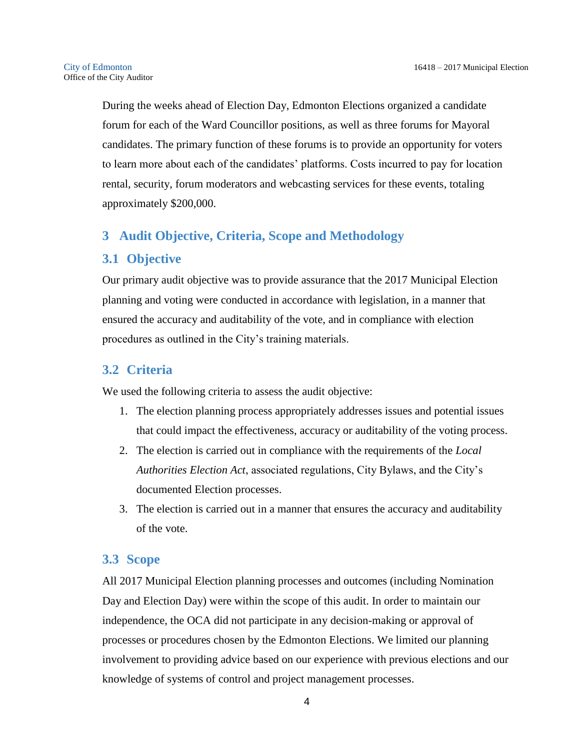During the weeks ahead of Election Day, Edmonton Elections organized a candidate forum for each of the Ward Councillor positions, as well as three forums for Mayoral candidates. The primary function of these forums is to provide an opportunity for voters to learn more about each of the candidates' platforms. Costs incurred to pay for location rental, security, forum moderators and webcasting services for these events, totaling approximately $200,000.

# 3 Audit Objective, Criteria, Scope and Methodology

## 3.1 Objective

Our primary audit objective was to provide assurance that the 2017 Municipal Election planning and voting were conducted in accordance with legislation, in a manner that ensured the accuracy and auditability of the vote, and in compliance with election procedures as outlined in the City's training materials.

## 3.2 Criteria

We used the following criteria to assess the audit objective:

1. The election planning process appropriately addresses issues and potential issues that could impact the effectiveness, accuracy or auditability of the voting process.
2. The election is carried out in compliance with the requirements of the *Local Authorities Election Act*, associated regulations, City Bylaws, and the City's documented Election processes.
3. The election is carried out in a manner that ensures the accuracy and auditability of the vote.

## 3.3 Scope

All 2017 Municipal Election planning processes and outcomes (including Nomination Day and Election Day) were within the scope of this audit. In order to maintain our independence, the OCA did not participate in any decision-making or approval of processes or procedures chosen by the Edmonton Elections. We limited our planning involvement to providing advice based on our experience with previous elections and our knowledge of systems of control and project management processes.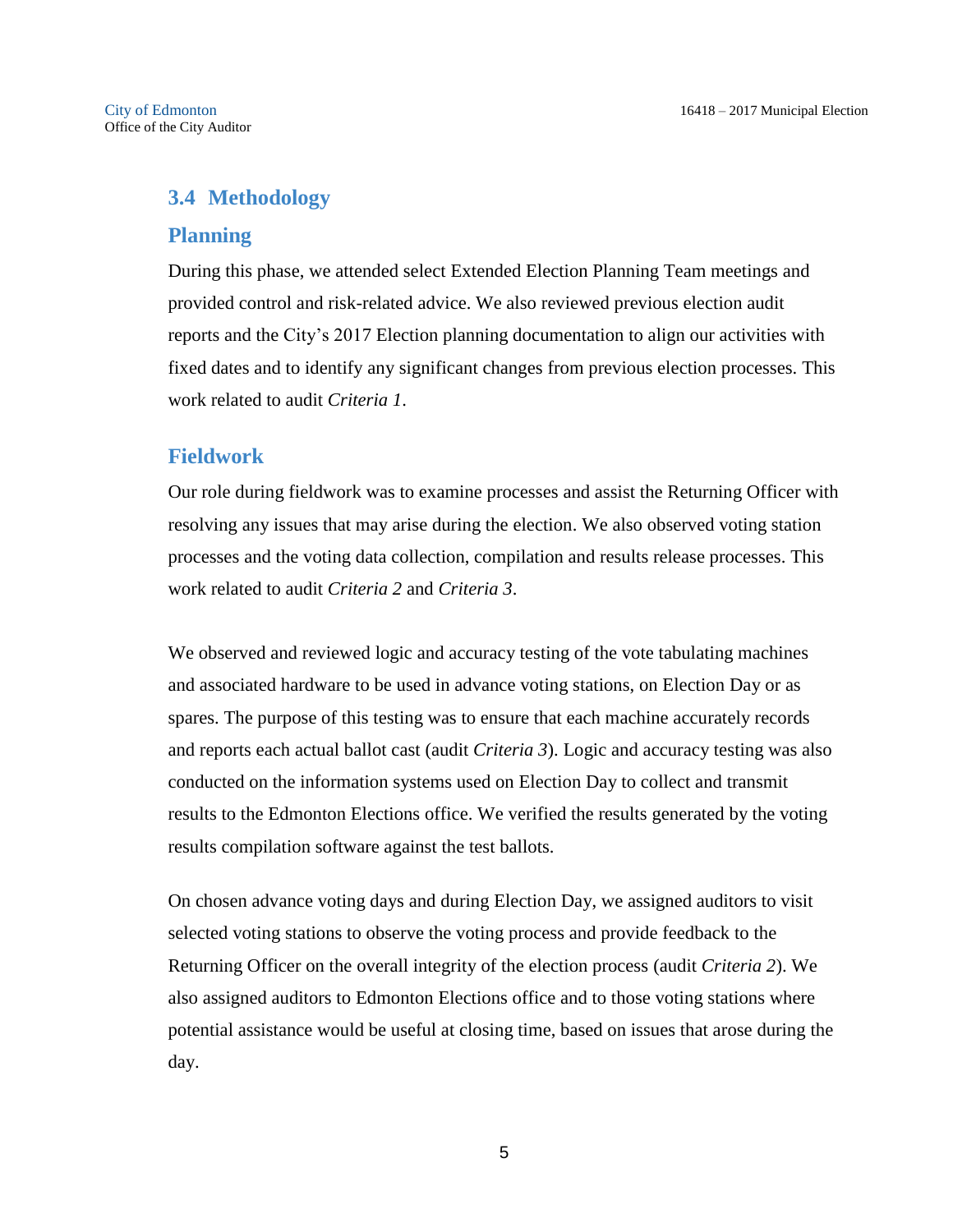## 3.4 Methodology

### Planning

During this phase, we attended select Extended Election Planning Team meetings and provided control and risk-related advice. We also reviewed previous election audit reports and the City's 2017 Election planning documentation to align our activities with fixed dates and to identify any significant changes from previous election processes. This work related to audit *Criteria 1*.

### Fieldwork

Our role during fieldwork was to examine processes and assist the Returning Officer with resolving any issues that may arise during the election. We also observed voting station processes and the voting data collection, compilation and results release processes. This work related to audit *Criteria 2* and *Criteria 3*.

We observed and reviewed logic and accuracy testing of the vote tabulating machines and associated hardware to be used in advance voting stations, on Election Day or as spares. The purpose of this testing was to ensure that each machine accurately records and reports each actual ballot cast (audit *Criteria 3*). Logic and accuracy testing was also conducted on the information systems used on Election Day to collect and transmit results to the Edmonton Elections office. We verified the results generated by the voting results compilation software against the test ballots.

On chosen advance voting days and during Election Day, we assigned auditors to visit selected voting stations to observe the voting process and provide feedback to the Returning Officer on the overall integrity of the election process (audit *Criteria 2*). We also assigned auditors to Edmonton Elections office and to those voting stations where potential assistance would be useful at closing time, based on issues that arose during the day.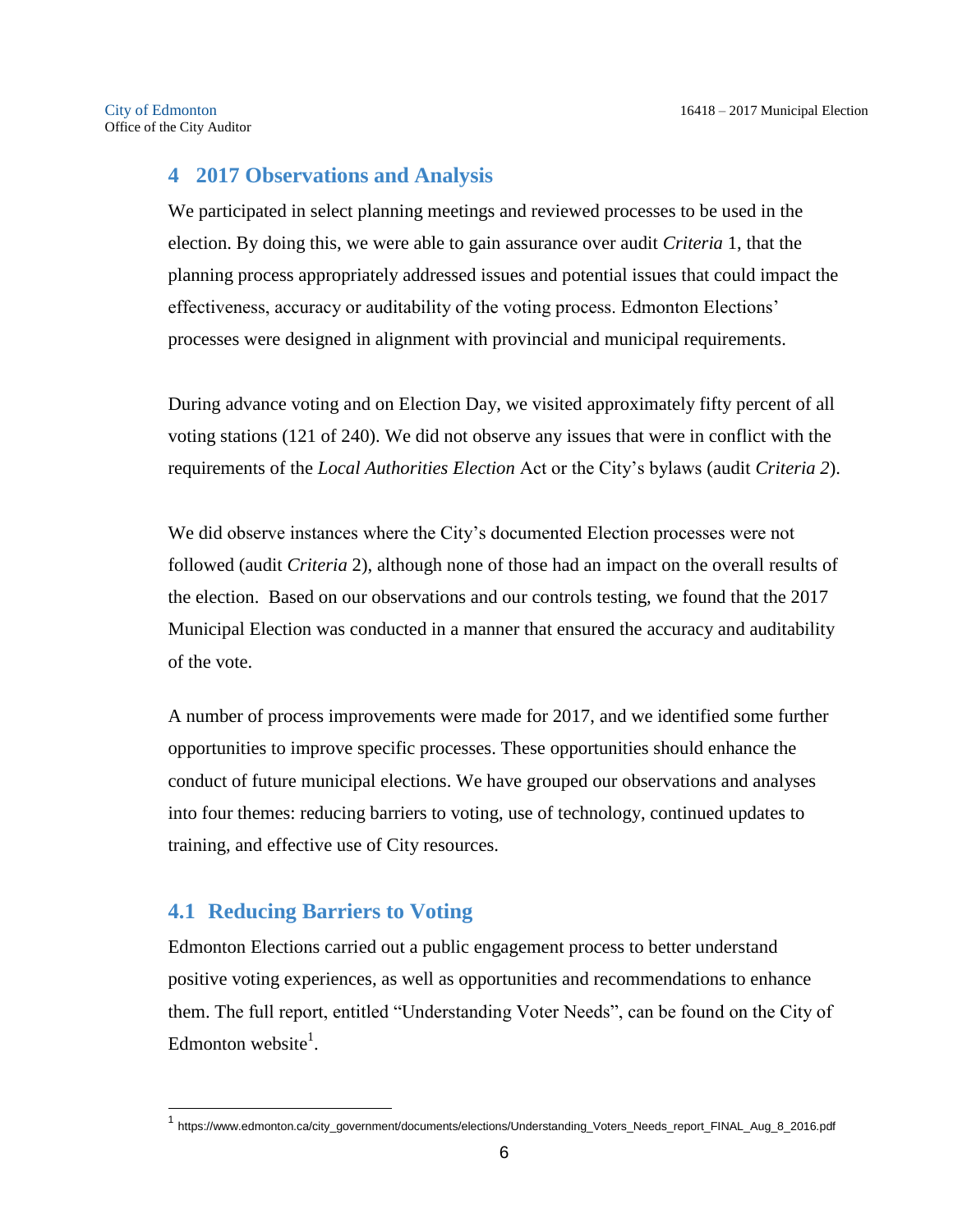## 4 2017 Observations and Analysis

We participated in select planning meetings and reviewed processes to be used in the election. By doing this, we were able to gain assurance over audit *Criteria* 1, that the planning process appropriately addressed issues and potential issues that could impact the effectiveness, accuracy or auditability of the voting process. Edmonton Elections' processes were designed in alignment with provincial and municipal requirements.

During advance voting and on Election Day, we visited approximately fifty percent of all voting stations (121 of 240). We did not observe any issues that were in conflict with the requirements of the *Local Authorities Election* Act or the City's bylaws (audit *Criteria 2*).

We did observe instances where the City's documented Election processes were not followed (audit *Criteria* 2), although none of those had an impact on the overall results of the election. Based on our observations and our controls testing, we found that the 2017 Municipal Election was conducted in a manner that ensured the accuracy and auditability of the vote.

A number of process improvements were made for 2017, and we identified some further opportunities to improve specific processes. These opportunities should enhance the conduct of future municipal elections. We have grouped our observations and analyses into four themes: reducing barriers to voting, use of technology, continued updates to training, and effective use of City resources.

### 4.1 Reducing Barriers to Voting

Edmonton Elections carried out a public engagement process to better understand positive voting experiences, as well as opportunities and recommendations to enhance them. The full report, entitled "Understanding Voter Needs", can be found on the City of Edmonton website[1].

---

[1] https://www.edmonton.ca/city_government/documents/elections/Understanding_Voters_Needs_report_FINAL_Aug_8_2016.pdf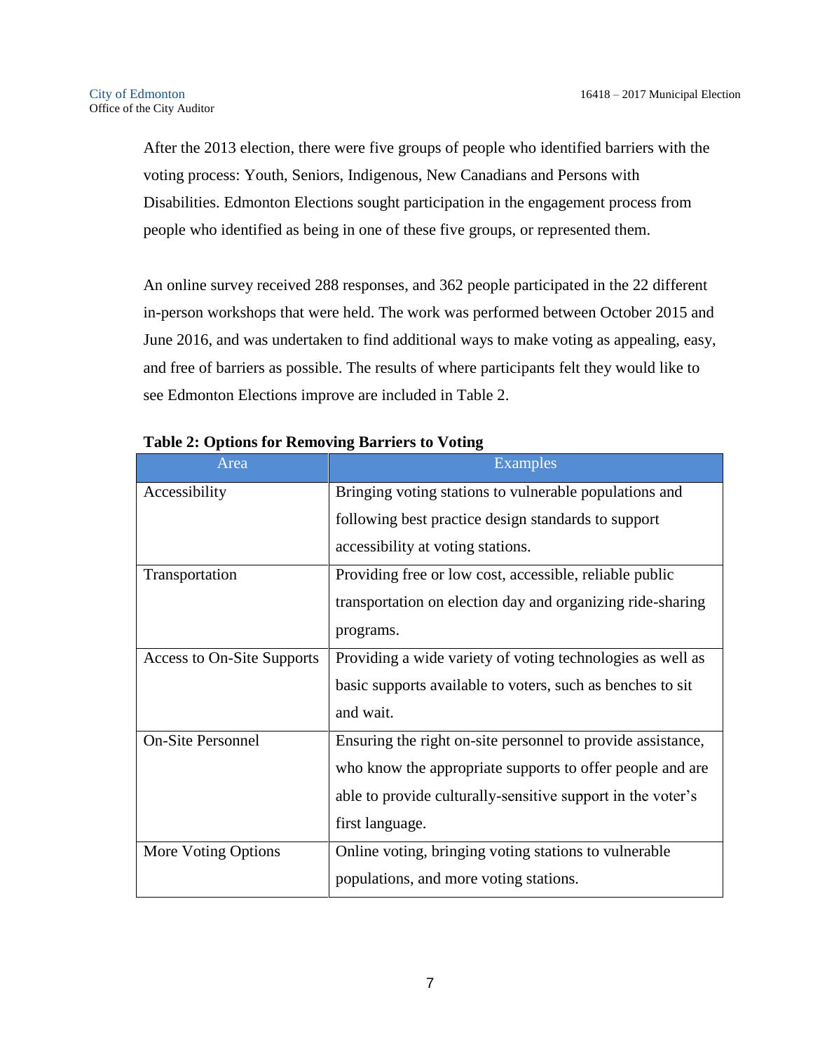After the 2013 election, there were five groups of people who identified barriers with the voting process: Youth, Seniors, Indigenous, New Canadians and Persons with Disabilities. Edmonton Elections sought participation in the engagement process from people who identified as being in one of these five groups, or represented them.

An online survey received 288 responses, and 362 people participated in the 22 different in-person workshops that were held. The work was performed between October 2015 and June 2016, and was undertaken to find additional ways to make voting as appealing, easy, and free of barriers as possible. The results of where participants felt they would like to see Edmonton Elections improve are included in Table 2.

**Table 2: Options for Removing Barriers to Voting**

| Area | Examples |
| --- | --- |
| Accessibility | Bringing voting stations to vulnerable populations and following best practice design standards to support accessibility at voting stations. |
| Transportation | Providing free or low cost, accessible, reliable public transportation on election day and organizing ride-sharing programs. |
| Access to On-Site Supports | Providing a wide variety of voting technologies as well as basic supports available to voters, such as benches to sit and wait. |
| On-Site Personnel | Ensuring the right on-site personnel to provide assistance, who know the appropriate supports to offer people and are able to provide culturally-sensitive support in the voter's first language. |
| More Voting Options | Online voting, bringing voting stations to vulnerable populations, and more voting stations. |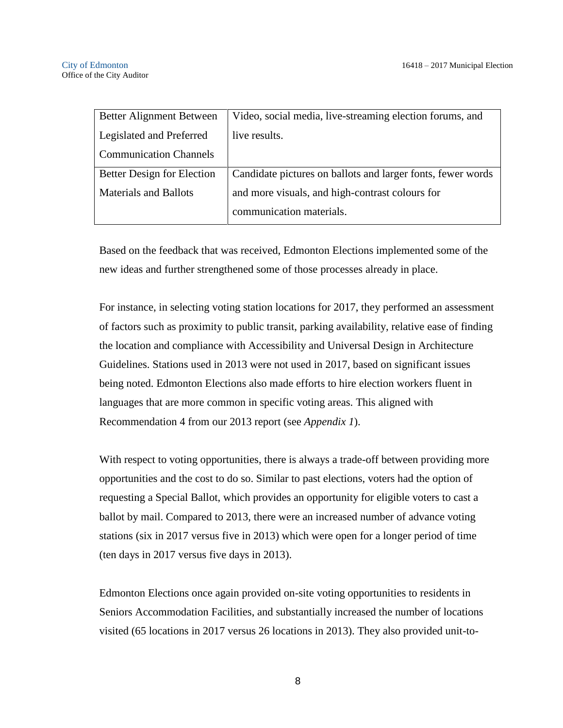| | |
|---|---|
| Better Alignment Between Legislated and Preferred Communication Channels | Video, social media, live-streaming election forums, and live results. |
| Better Design for Election Materials and Ballots | Candidate pictures on ballots and larger fonts, fewer words and more visuals, and high-contrast colours for communication materials. |

Based on the feedback that was received, Edmonton Elections implemented some of the new ideas and further strengthened some of those processes already in place.

For instance, in selecting voting station locations for 2017, they performed an assessment of factors such as proximity to public transit, parking availability, relative ease of finding the location and compliance with Accessibility and Universal Design in Architecture Guidelines. Stations used in 2013 were not used in 2017, based on significant issues being noted. Edmonton Elections also made efforts to hire election workers fluent in languages that are more common in specific voting areas. This aligned with Recommendation 4 from our 2013 report (see *Appendix 1*).

With respect to voting opportunities, there is always a trade-off between providing more opportunities and the cost to do so. Similar to past elections, voters had the option of requesting a Special Ballot, which provides an opportunity for eligible voters to cast a ballot by mail. Compared to 2013, there were an increased number of advance voting stations (six in 2017 versus five in 2013) which were open for a longer period of time (ten days in 2017 versus five days in 2013).

Edmonton Elections once again provided on-site voting opportunities to residents in Seniors Accommodation Facilities, and substantially increased the number of locations visited (65 locations in 2017 versus 26 locations in 2013). They also provided unit-to-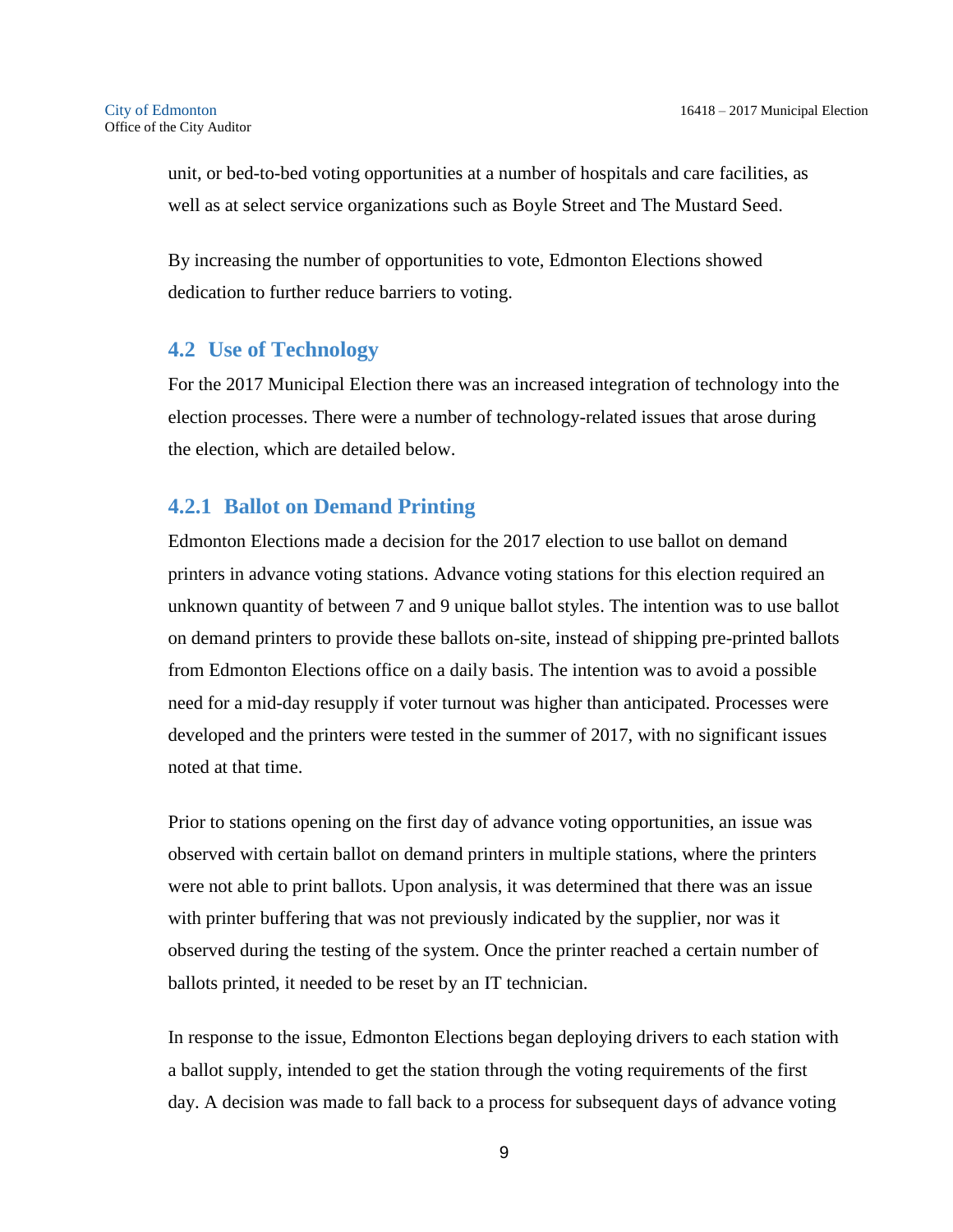unit, or bed-to-bed voting opportunities at a number of hospitals and care facilities, as well as at select service organizations such as Boyle Street and The Mustard Seed.

By increasing the number of opportunities to vote, Edmonton Elections showed dedication to further reduce barriers to voting.

## 4.2 Use of Technology

For the 2017 Municipal Election there was an increased integration of technology into the election processes. There were a number of technology-related issues that arose during the election, which are detailed below.

### 4.2.1 Ballot on Demand Printing

Edmonton Elections made a decision for the 2017 election to use ballot on demand printers in advance voting stations. Advance voting stations for this election required an unknown quantity of between 7 and 9 unique ballot styles. The intention was to use ballot on demand printers to provide these ballots on-site, instead of shipping pre-printed ballots from Edmonton Elections office on a daily basis. The intention was to avoid a possible need for a mid-day resupply if voter turnout was higher than anticipated. Processes were developed and the printers were tested in the summer of 2017, with no significant issues noted at that time.

Prior to stations opening on the first day of advance voting opportunities, an issue was observed with certain ballot on demand printers in multiple stations, where the printers were not able to print ballots. Upon analysis, it was determined that there was an issue with printer buffering that was not previously indicated by the supplier, nor was it observed during the testing of the system. Once the printer reached a certain number of ballots printed, it needed to be reset by an IT technician.

In response to the issue, Edmonton Elections began deploying drivers to each station with a ballot supply, intended to get the station through the voting requirements of the first day. A decision was made to fall back to a process for subsequent days of advance voting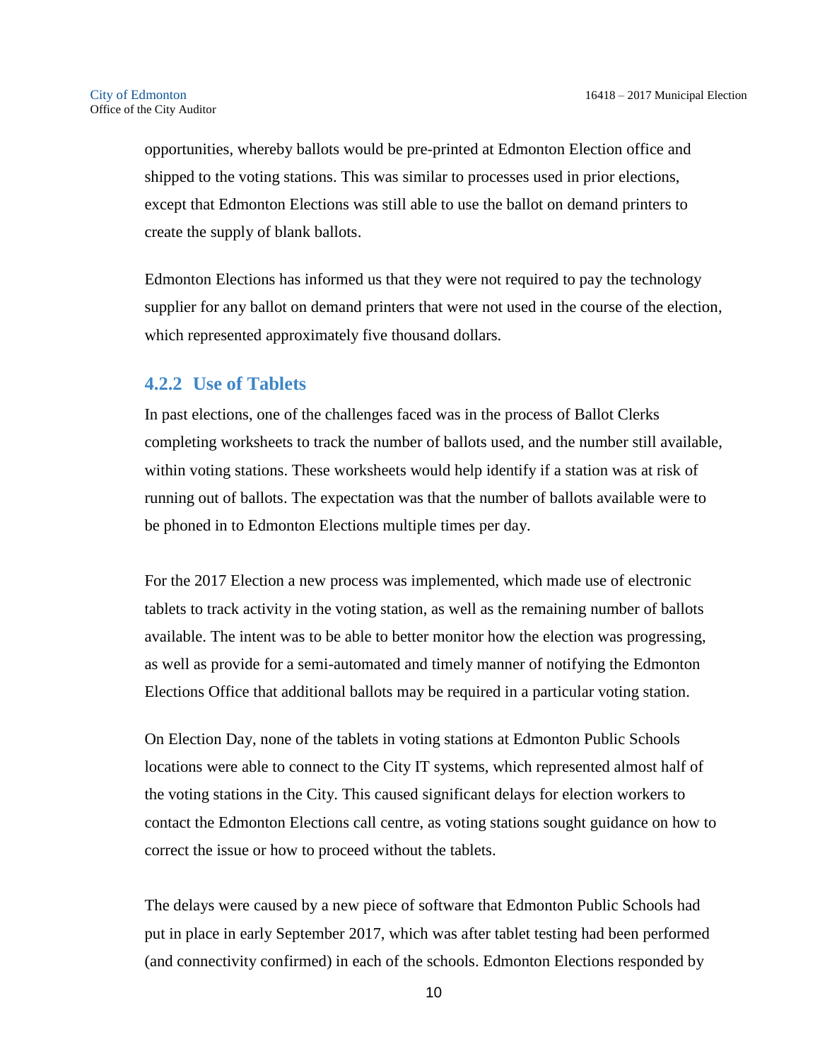opportunities, whereby ballots would be pre-printed at Edmonton Election office and shipped to the voting stations. This was similar to processes used in prior elections, except that Edmonton Elections was still able to use the ballot on demand printers to create the supply of blank ballots.

Edmonton Elections has informed us that they were not required to pay the technology supplier for any ballot on demand printers that were not used in the course of the election, which represented approximately five thousand dollars.

### 4.2.2 Use of Tablets

In past elections, one of the challenges faced was in the process of Ballot Clerks completing worksheets to track the number of ballots used, and the number still available, within voting stations. These worksheets would help identify if a station was at risk of running out of ballots. The expectation was that the number of ballots available were to be phoned in to Edmonton Elections multiple times per day.

For the 2017 Election a new process was implemented, which made use of electronic tablets to track activity in the voting station, as well as the remaining number of ballots available. The intent was to be able to better monitor how the election was progressing, as well as provide for a semi-automated and timely manner of notifying the Edmonton Elections Office that additional ballots may be required in a particular voting station.

On Election Day, none of the tablets in voting stations at Edmonton Public Schools locations were able to connect to the City IT systems, which represented almost half of the voting stations in the City. This caused significant delays for election workers to contact the Edmonton Elections call centre, as voting stations sought guidance on how to correct the issue or how to proceed without the tablets.

The delays were caused by a new piece of software that Edmonton Public Schools had put in place in early September 2017, which was after tablet testing had been performed (and connectivity confirmed) in each of the schools. Edmonton Elections responded by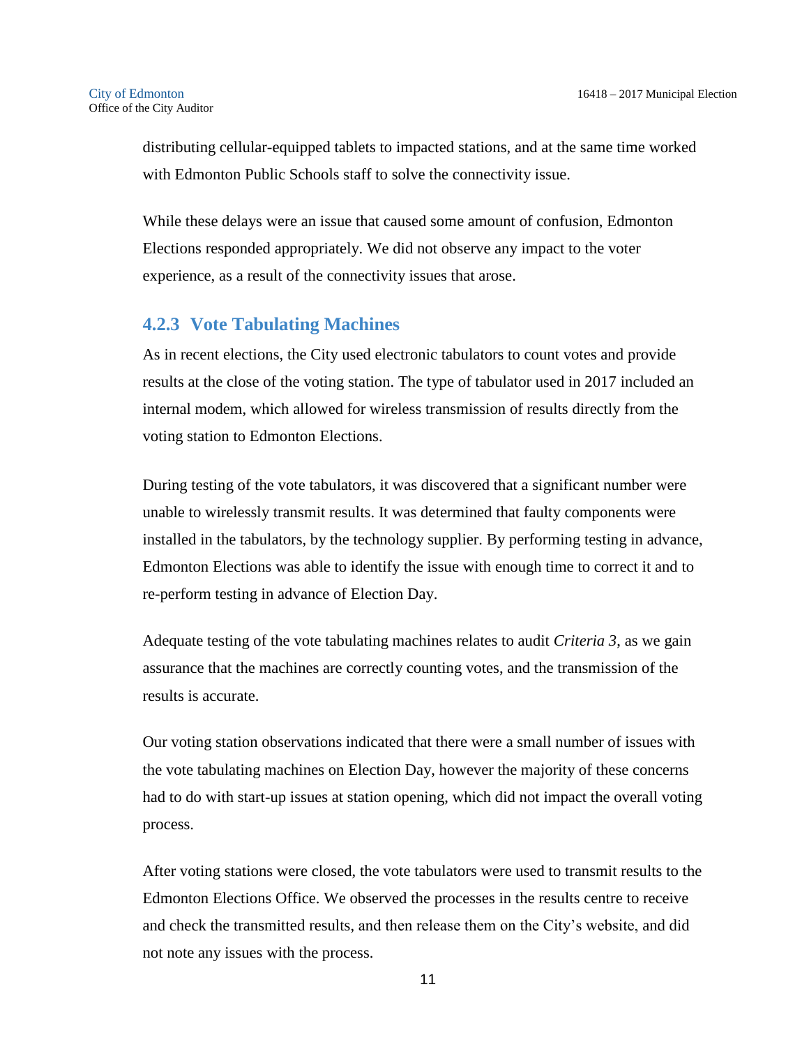distributing cellular-equipped tablets to impacted stations, and at the same time worked with Edmonton Public Schools staff to solve the connectivity issue.

While these delays were an issue that caused some amount of confusion, Edmonton Elections responded appropriately. We did not observe any impact to the voter experience, as a result of the connectivity issues that arose.

### 4.2.3 Vote Tabulating Machines

As in recent elections, the City used electronic tabulators to count votes and provide results at the close of the voting station. The type of tabulator used in 2017 included an internal modem, which allowed for wireless transmission of results directly from the voting station to Edmonton Elections.

During testing of the vote tabulators, it was discovered that a significant number were unable to wirelessly transmit results. It was determined that faulty components were installed in the tabulators, by the technology supplier. By performing testing in advance, Edmonton Elections was able to identify the issue with enough time to correct it and to re-perform testing in advance of Election Day.

Adequate testing of the vote tabulating machines relates to audit *Criteria 3*, as we gain assurance that the machines are correctly counting votes, and the transmission of the results is accurate.

Our voting station observations indicated that there were a small number of issues with the vote tabulating machines on Election Day, however the majority of these concerns had to do with start-up issues at station opening, which did not impact the overall voting process.

After voting stations were closed, the vote tabulators were used to transmit results to the Edmonton Elections Office. We observed the processes in the results centre to receive and check the transmitted results, and then release them on the City's website, and did not note any issues with the process.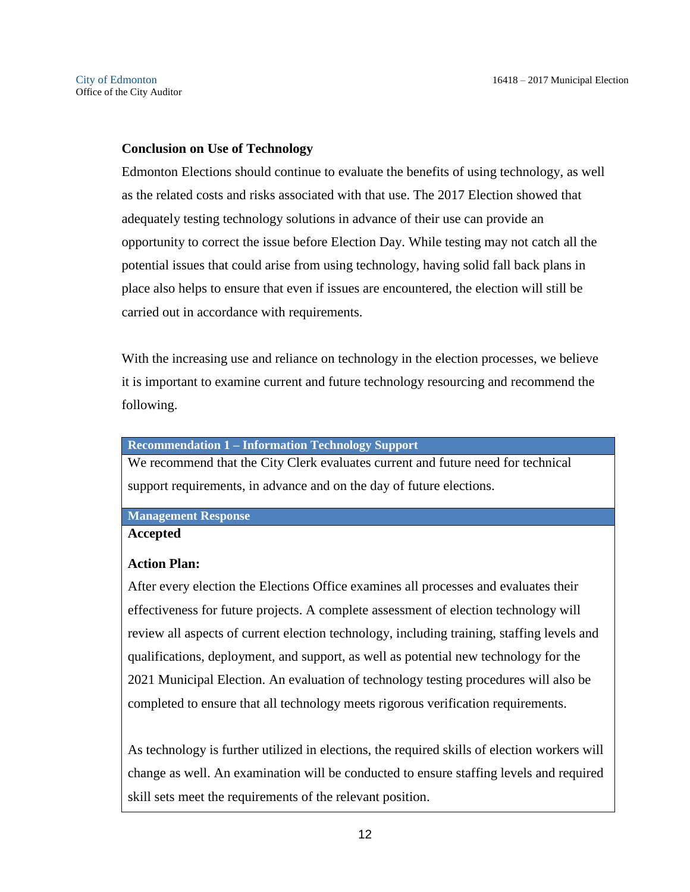### Conclusion on Use of Technology

Edmonton Elections should continue to evaluate the benefits of using technology, as well as the related costs and risks associated with that use. The 2017 Election showed that adequately testing technology solutions in advance of their use can provide an opportunity to correct the issue before Election Day. While testing may not catch all the potential issues that could arise from using technology, having solid fall back plans in place also helps to ensure that even if issues are encountered, the election will still be carried out in accordance with requirements.

With the increasing use and reliance on technology in the election processes, we believe it is important to examine current and future technology resourcing and recommend the following.

| **Recommendation 1 – Information Technology Support** |
|---|
| We recommend that the City Clerk evaluates current and future need for technical support requirements, in advance and on the day of future elections. |
| **Management Response** |
| **Accepted**<br><br>**Action Plan:**<br>After every election the Elections Office examines all processes and evaluates their effectiveness for future projects. A complete assessment of election technology will review all aspects of current election technology, including training, staffing levels and qualifications, deployment, and support, as well as potential new technology for the 2021 Municipal Election. An evaluation of technology testing procedures will also be completed to ensure that all technology meets rigorous verification requirements.<br><br>As technology is further utilized in elections, the required skills of election workers will change as well. An examination will be conducted to ensure staffing levels and required skill sets meet the requirements of the relevant position. |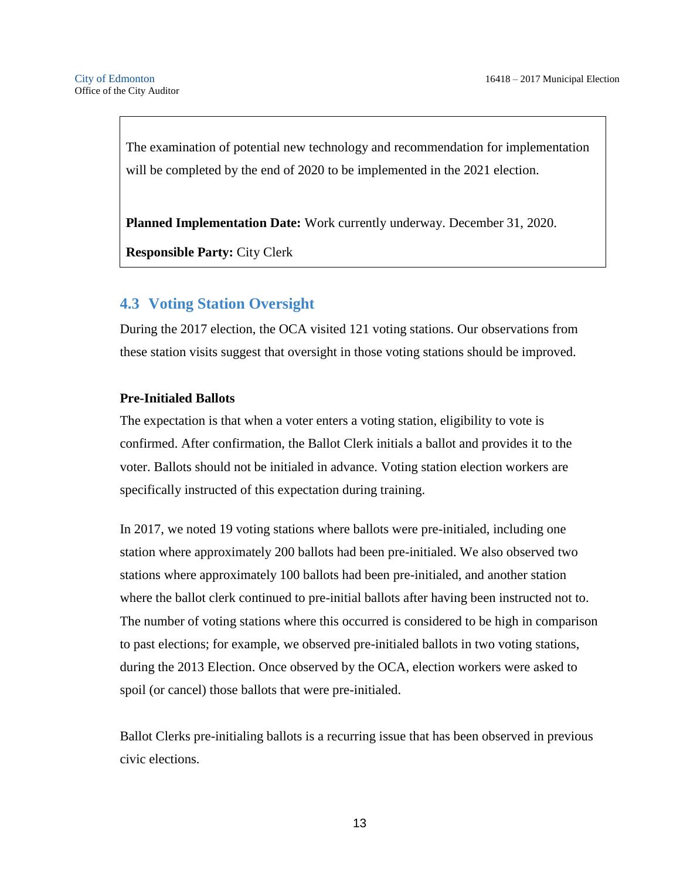The examination of potential new technology and recommendation for implementation will be completed by the end of 2020 to be implemented in the 2021 election.

**Planned Implementation Date:** Work currently underway. December 31, 2020.

**Responsible Party:** City Clerk

## 4.3 Voting Station Oversight

During the 2017 election, the OCA visited 121 voting stations. Our observations from these station visits suggest that oversight in those voting stations should be improved.

**Pre-Initialed Ballots**

The expectation is that when a voter enters a voting station, eligibility to vote is confirmed. After confirmation, the Ballot Clerk initials a ballot and provides it to the voter. Ballots should not be initialed in advance. Voting station election workers are specifically instructed of this expectation during training.

In 2017, we noted 19 voting stations where ballots were pre-initialed, including one station where approximately 200 ballots had been pre-initialed. We also observed two stations where approximately 100 ballots had been pre-initialed, and another station where the ballot clerk continued to pre-initial ballots after having been instructed not to. The number of voting stations where this occurred is considered to be high in comparison to past elections; for example, we observed pre-initialed ballots in two voting stations, during the 2013 Election. Once observed by the OCA, election workers were asked to spoil (or cancel) those ballots that were pre-initialed.

Ballot Clerks pre-initialing ballots is a recurring issue that has been observed in previous civic elections.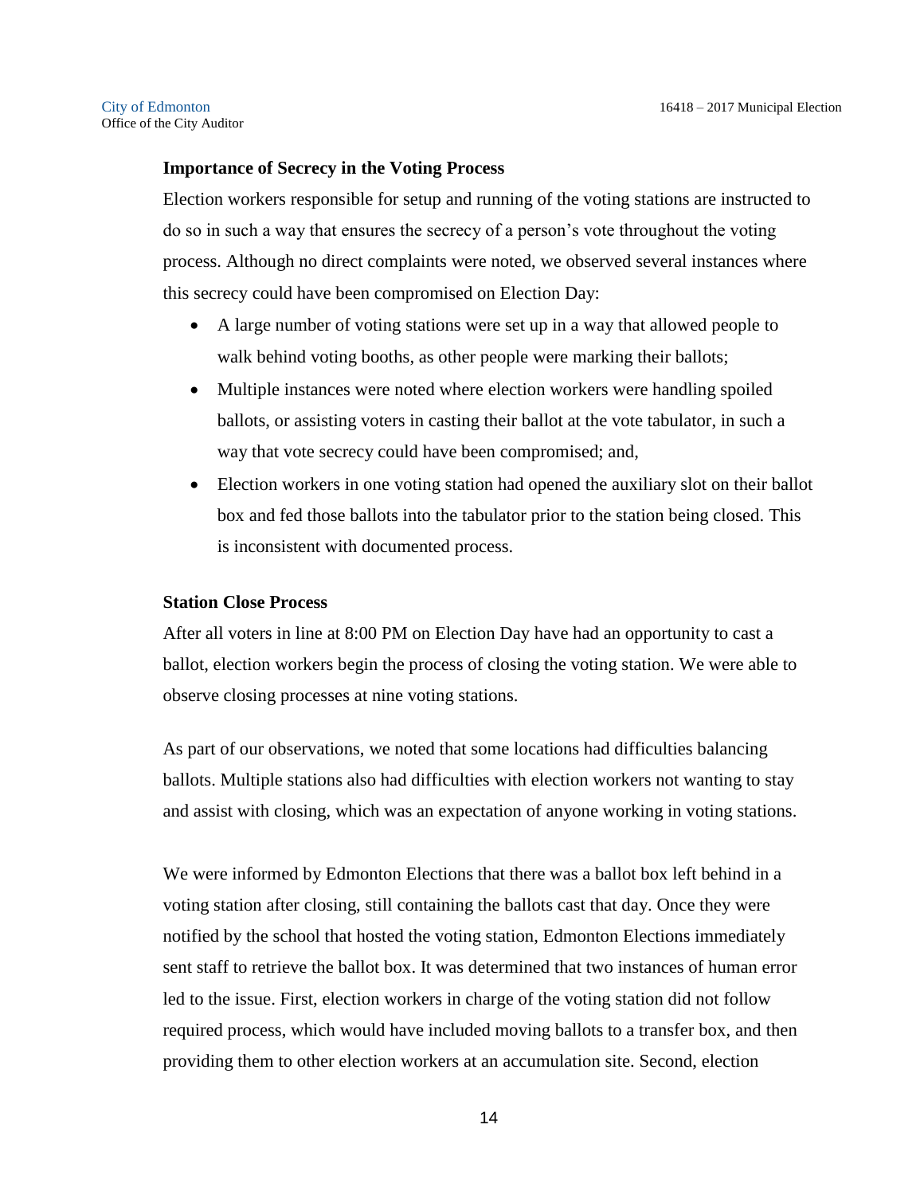### Importance of Secrecy in the Voting Process

Election workers responsible for setup and running of the voting stations are instructed to do so in such a way that ensures the secrecy of a person's vote throughout the voting process. Although no direct complaints were noted, we observed several instances where this secrecy could have been compromised on Election Day:

- A large number of voting stations were set up in a way that allowed people to walk behind voting booths, as other people were marking their ballots;
- Multiple instances were noted where election workers were handling spoiled ballots, or assisting voters in casting their ballot at the vote tabulator, in such a way that vote secrecy could have been compromised; and,
- Election workers in one voting station had opened the auxiliary slot on their ballot box and fed those ballots into the tabulator prior to the station being closed. This is inconsistent with documented process.

### Station Close Process

After all voters in line at 8:00 PM on Election Day have had an opportunity to cast a ballot, election workers begin the process of closing the voting station. We were able to observe closing processes at nine voting stations.

As part of our observations, we noted that some locations had difficulties balancing ballots. Multiple stations also had difficulties with election workers not wanting to stay and assist with closing, which was an expectation of anyone working in voting stations.

We were informed by Edmonton Elections that there was a ballot box left behind in a voting station after closing, still containing the ballots cast that day. Once they were notified by the school that hosted the voting station, Edmonton Elections immediately sent staff to retrieve the ballot box. It was determined that two instances of human error led to the issue. First, election workers in charge of the voting station did not follow required process, which would have included moving ballots to a transfer box, and then providing them to other election workers at an accumulation site. Second, election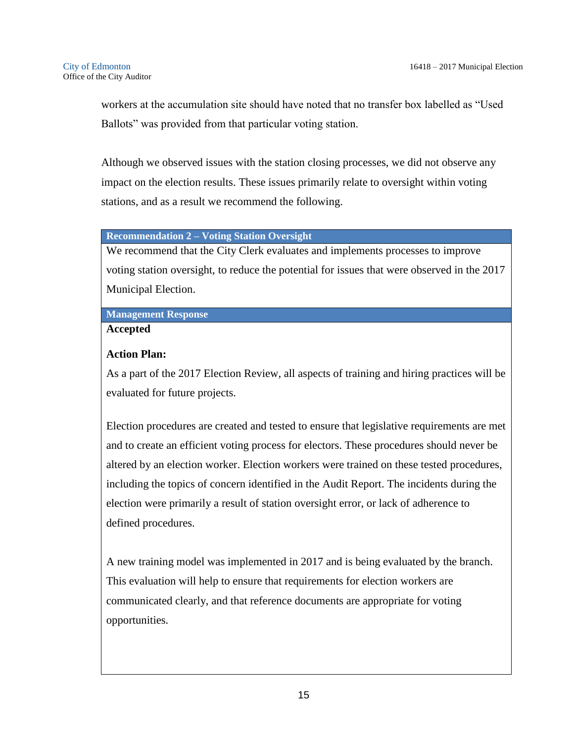workers at the accumulation site should have noted that no transfer box labelled as "Used Ballots" was provided from that particular voting station.

Although we observed issues with the station closing processes, we did not observe any impact on the election results. These issues primarily relate to oversight within voting stations, and as a result we recommend the following.

| Recommendation 2 – Voting Station Oversight |
| --- |
| We recommend that the City Clerk evaluates and implements processes to improve voting station oversight, to reduce the potential for issues that were observed in the 2017 Municipal Election. |

| Management Response |
| --- |
| **Accepted**<br><br>**Action Plan:**<br>As a part of the 2017 Election Review, all aspects of training and hiring practices will be evaluated for future projects.<br><br>Election procedures are created and tested to ensure that legislative requirements are met and to create an efficient voting process for electors. These procedures should never be altered by an election worker. Election workers were trained on these tested procedures, including the topics of concern identified in the Audit Report. The incidents during the election were primarily a result of station oversight error, or lack of adherence to defined procedures.<br><br>A new training model was implemented in 2017 and is being evaluated by the branch. This evaluation will help to ensure that requirements for election workers are communicated clearly, and that reference documents are appropriate for voting opportunities. |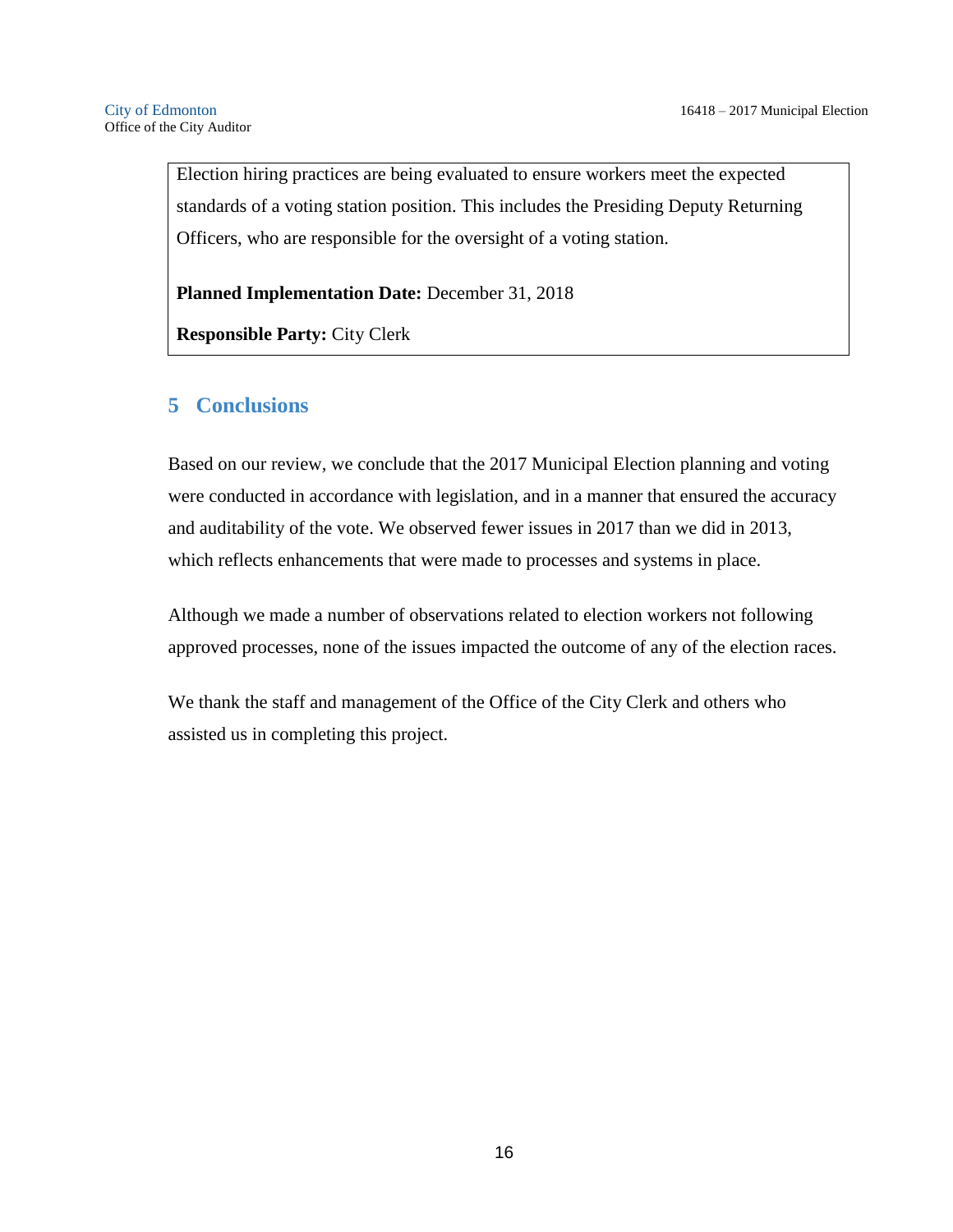Election hiring practices are being evaluated to ensure workers meet the expected standards of a voting station position. This includes the Presiding Deputy Returning Officers, who are responsible for the oversight of a voting station.

**Planned Implementation Date:** December 31, 2018

**Responsible Party:** City Clerk

## 5 Conclusions

Based on our review, we conclude that the 2017 Municipal Election planning and voting were conducted in accordance with legislation, and in a manner that ensured the accuracy and auditability of the vote. We observed fewer issues in 2017 than we did in 2013, which reflects enhancements that were made to processes and systems in place.

Although we made a number of observations related to election workers not following approved processes, none of the issues impacted the outcome of any of the election races.

We thank the staff and management of the Office of the City Clerk and others who assisted us in completing this project.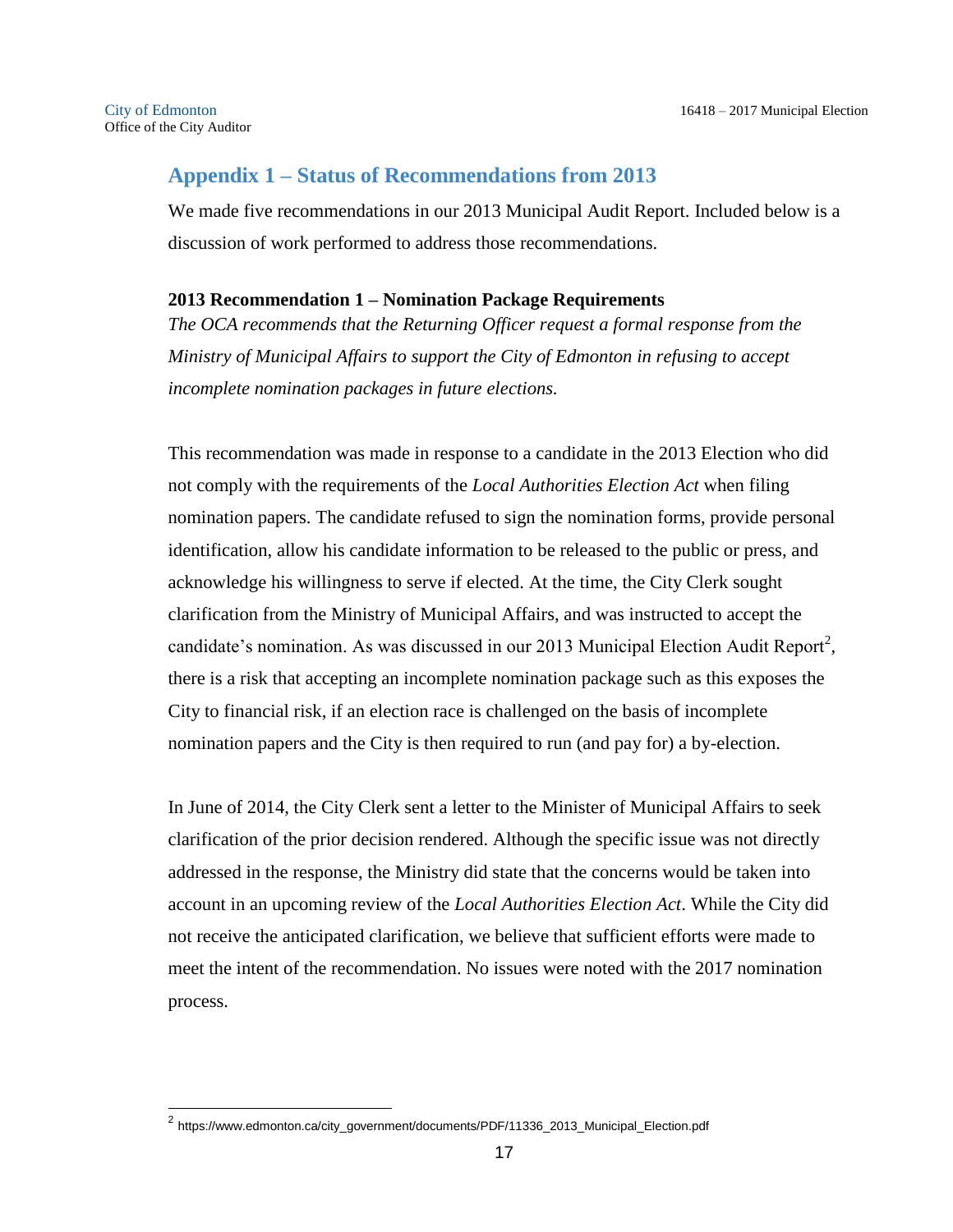## Appendix 1 – Status of Recommendations from 2013

We made five recommendations in our 2013 Municipal Audit Report. Included below is a discussion of work performed to address those recommendations.

### 2013 Recommendation 1 – Nomination Package Requirements

*The OCA recommends that the Returning Officer request a formal response from the Ministry of Municipal Affairs to support the City of Edmonton in refusing to accept incomplete nomination packages in future elections.*

This recommendation was made in response to a candidate in the 2013 Election who did not comply with the requirements of the *Local Authorities Election Act* when filing nomination papers. The candidate refused to sign the nomination forms, provide personal identification, allow his candidate information to be released to the public or press, and acknowledge his willingness to serve if elected. At the time, the City Clerk sought clarification from the Ministry of Municipal Affairs, and was instructed to accept the candidate's nomination. As was discussed in our 2013 Municipal Election Audit Report[2], there is a risk that accepting an incomplete nomination package such as this exposes the City to financial risk, if an election race is challenged on the basis of incomplete nomination papers and the City is then required to run (and pay for) a by-election.

In June of 2014, the City Clerk sent a letter to the Minister of Municipal Affairs to seek clarification of the prior decision rendered. Although the specific issue was not directly addressed in the response, the Ministry did state that the concerns would be taken into account in an upcoming review of the *Local Authorities Election Act*. While the City did not receive the anticipated clarification, we believe that sufficient efforts were made to meet the intent of the recommendation. No issues were noted with the 2017 nomination process.

---

[2] https://www.edmonton.ca/city_government/documents/PDF/11336_2013_Municipal_Election.pdf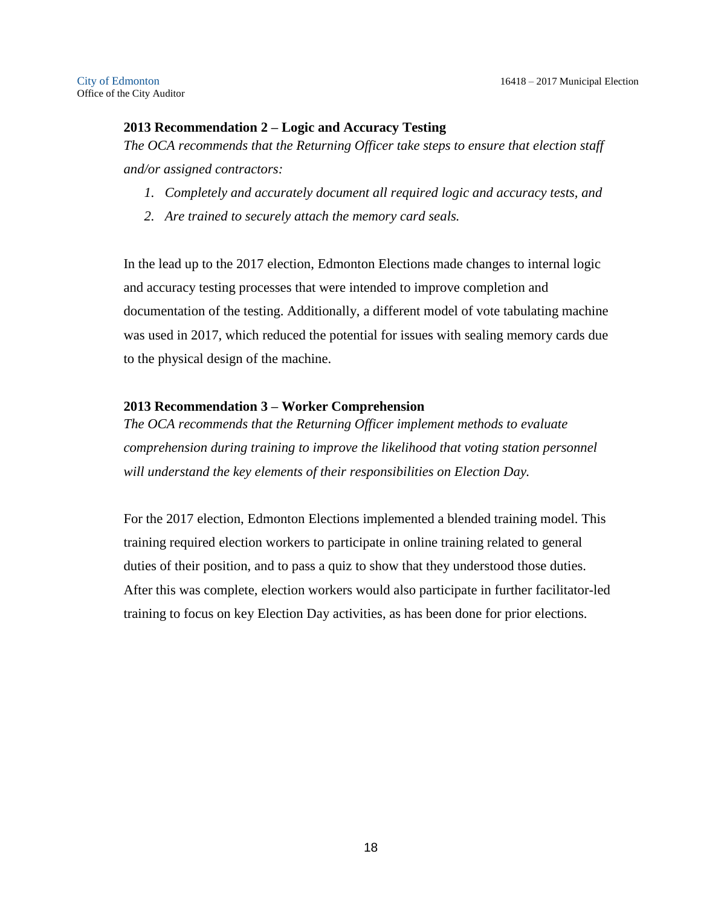### 2013 Recommendation 2 – Logic and Accuracy Testing

*The OCA recommends that the Returning Officer take steps to ensure that election staff and/or assigned contractors:*

1. *Completely and accurately document all required logic and accuracy tests, and*
2. *Are trained to securely attach the memory card seals.*

In the lead up to the 2017 election, Edmonton Elections made changes to internal logic and accuracy testing processes that were intended to improve completion and documentation of the testing. Additionally, a different model of vote tabulating machine was used in 2017, which reduced the potential for issues with sealing memory cards due to the physical design of the machine.

### 2013 Recommendation 3 – Worker Comprehension

*The OCA recommends that the Returning Officer implement methods to evaluate comprehension during training to improve the likelihood that voting station personnel will understand the key elements of their responsibilities on Election Day.*

For the 2017 election, Edmonton Elections implemented a blended training model. This training required election workers to participate in online training related to general duties of their position, and to pass a quiz to show that they understood those duties. After this was complete, election workers would also participate in further facilitator-led training to focus on key Election Day activities, as has been done for prior elections.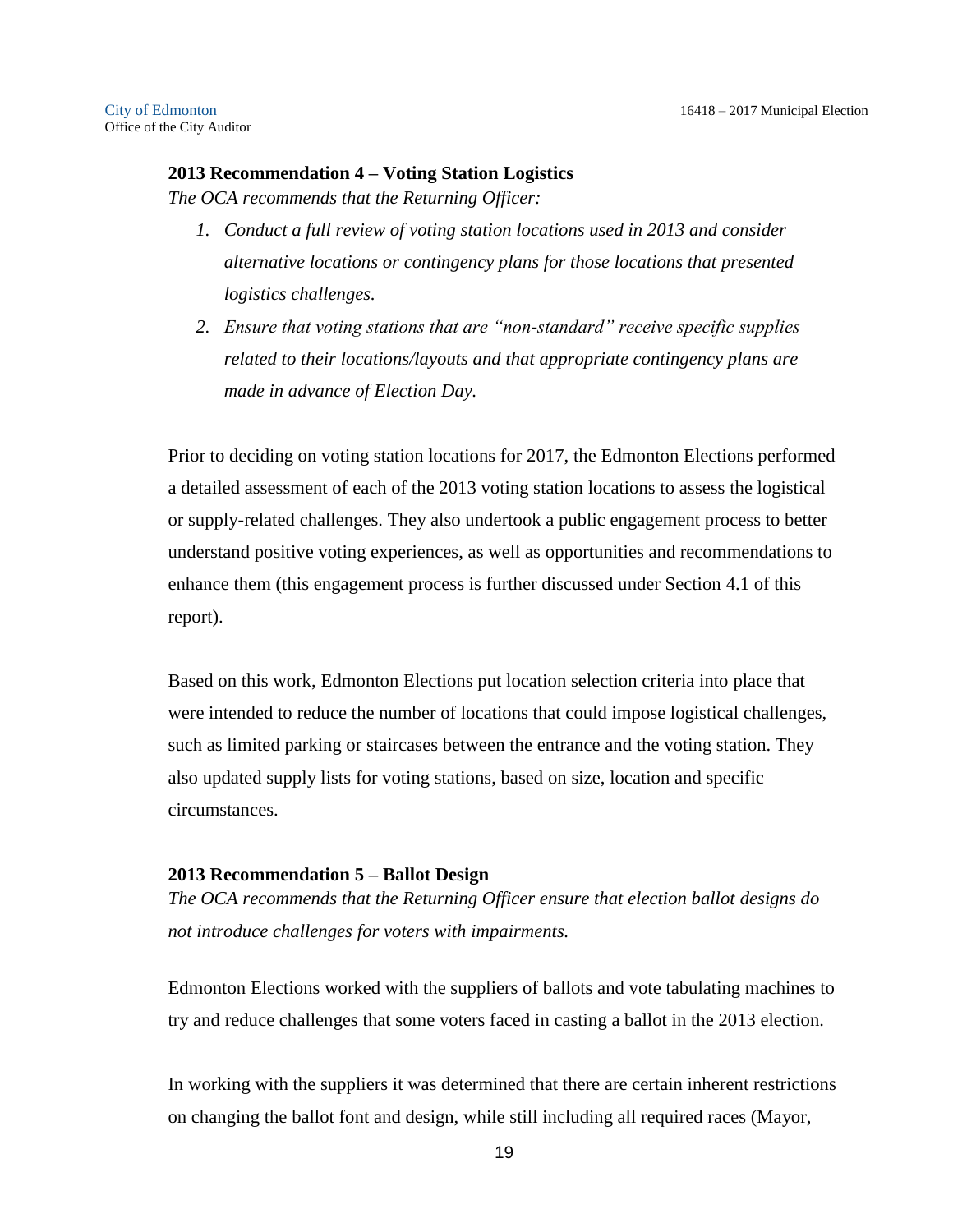**2013 Recommendation 4 – Voting Station Logistics**

*The OCA recommends that the Returning Officer:*

1. *Conduct a full review of voting station locations used in 2013 and consider alternative locations or contingency plans for those locations that presented logistics challenges.*
2. *Ensure that voting stations that are "non-standard" receive specific supplies related to their locations/layouts and that appropriate contingency plans are made in advance of Election Day.*

Prior to deciding on voting station locations for 2017, the Edmonton Elections performed a detailed assessment of each of the 2013 voting station locations to assess the logistical or supply-related challenges. They also undertook a public engagement process to better understand positive voting experiences, as well as opportunities and recommendations to enhance them (this engagement process is further discussed under Section 4.1 of this report).

Based on this work, Edmonton Elections put location selection criteria into place that were intended to reduce the number of locations that could impose logistical challenges, such as limited parking or staircases between the entrance and the voting station. They also updated supply lists for voting stations, based on size, location and specific circumstances.

**2013 Recommendation 5 – Ballot Design**

*The OCA recommends that the Returning Officer ensure that election ballot designs do not introduce challenges for voters with impairments.*

Edmonton Elections worked with the suppliers of ballots and vote tabulating machines to try and reduce challenges that some voters faced in casting a ballot in the 2013 election.

In working with the suppliers it was determined that there are certain inherent restrictions on changing the ballot font and design, while still including all required races (Mayor,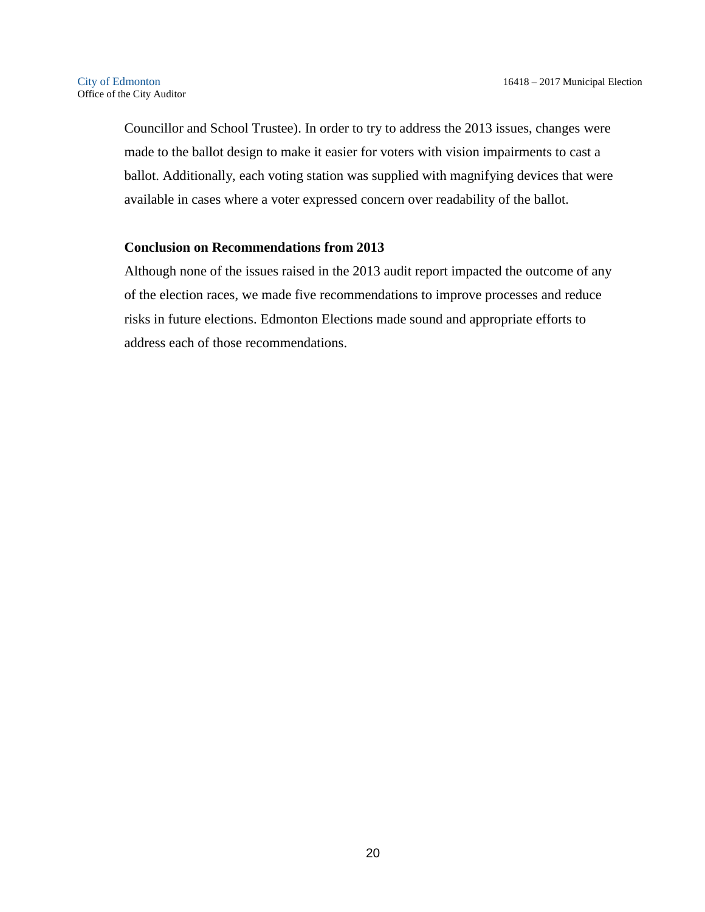Councillor and School Trustee). In order to try to address the 2013 issues, changes were made to the ballot design to make it easier for voters with vision impairments to cast a ballot. Additionally, each voting station was supplied with magnifying devices that were available in cases where a voter expressed concern over readability of the ballot.

**Conclusion on Recommendations from 2013**

Although none of the issues raised in the 2013 audit report impacted the outcome of any of the election races, we made five recommendations to improve processes and reduce risks in future elections. Edmonton Elections made sound and appropriate efforts to address each of those recommendations.